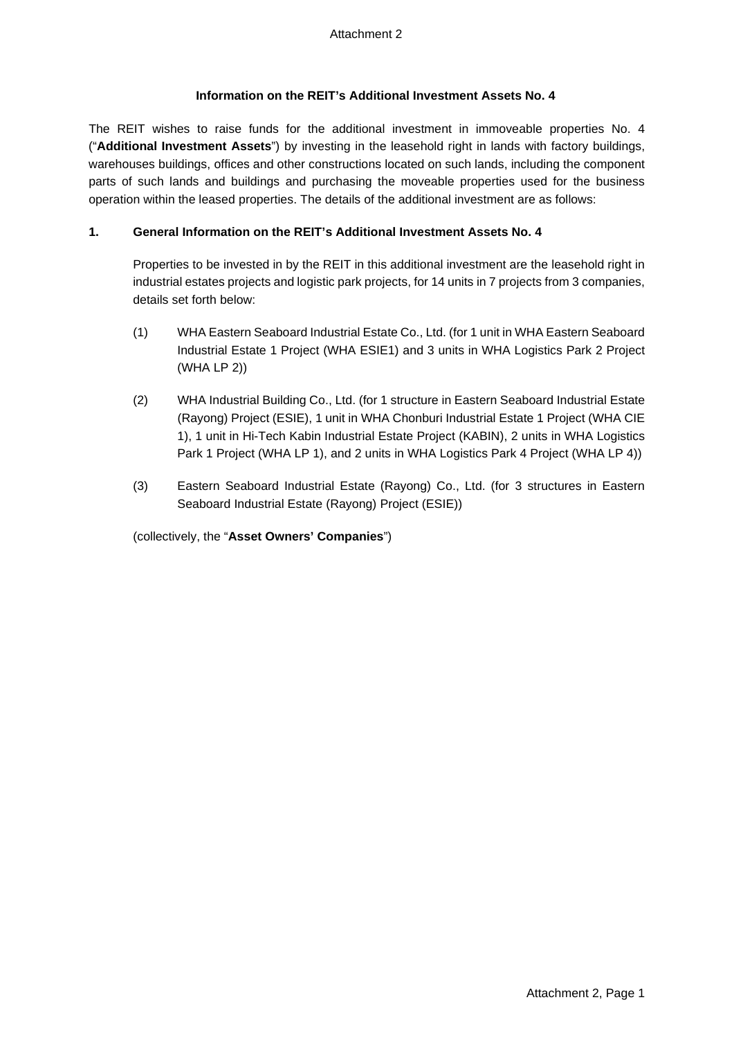Attachment 2

## Information on the REIT's Additional Investment Assets No. 4

The REIT wishes to raise funds for the additional investment in immoveable properties No. 4 ("**Additional Investment Assets**") by investing in the leasehold right in lands with factory buildings, warehouses buildings, offices and other constructions located on such lands, including the component parts of such lands and buildings and purchasing the moveable properties used for the business operation within the leased properties. The details of the additional investment are as follows:

### 1. General Information on the REIT's Additional Investment Assets No. 4

Properties to be invested in by the REIT in this additional investment are the leasehold right in industrial estates projects and logistic park projects, for 14 units in 7 projects from 3 companies, details set forth below:

(1) WHA Eastern Seaboard Industrial Estate Co., Ltd. (for 1 unit in WHA Eastern Seaboard Industrial Estate 1 Project (WHA ESIE1) and 3 units in WHA Logistics Park 2 Project (WHA LP 2))

(2) WHA Industrial Building Co., Ltd. (for 1 structure in Eastern Seaboard Industrial Estate (Rayong) Project (ESIE), 1 unit in WHA Chonburi Industrial Estate 1 Project (WHA CIE 1), 1 unit in Hi-Tech Kabin Industrial Estate Project (KABIN), 2 units in WHA Logistics Park 1 Project (WHA LP 1), and 2 units in WHA Logistics Park 4 Project (WHA LP 4))

(3) Eastern Seaboard Industrial Estate (Rayong) Co., Ltd. (for 3 structures in Eastern Seaboard Industrial Estate (Rayong) Project (ESIE))

(collectively, the "**Asset Owners' Companies**")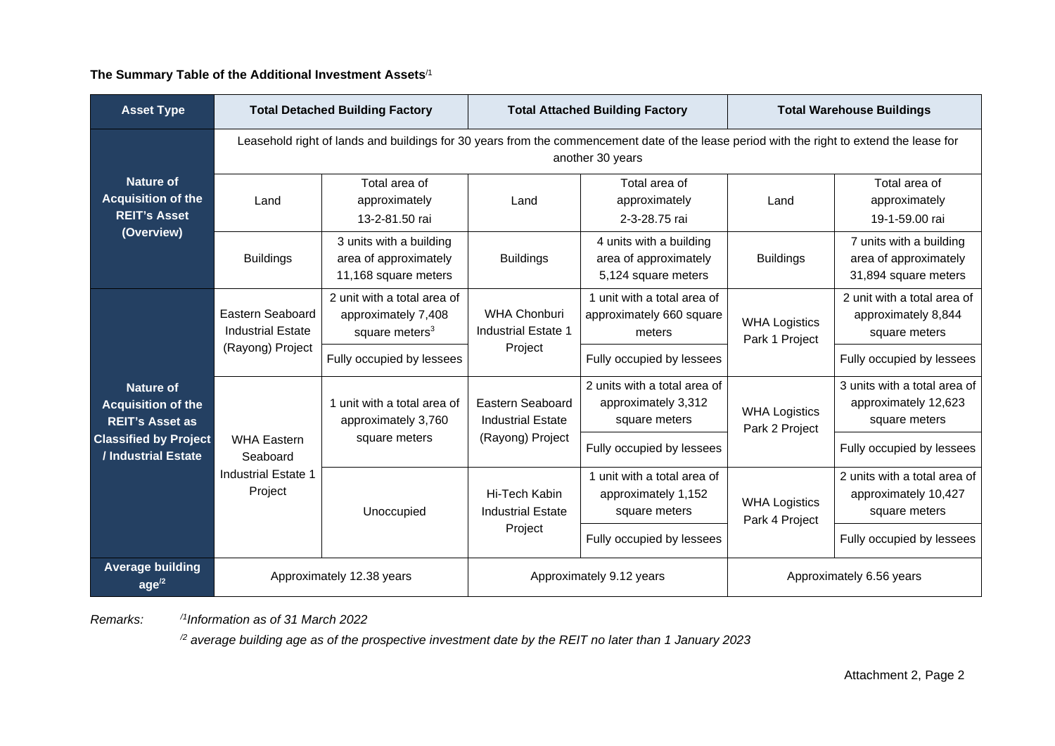**The Summary Table of the Additional Investment Assets**[1]

| Asset Type | Total Detached Building Factory | | Total Attached Building Factory | | Total Warehouse Buildings | |
|---|---|---|---|---|---|---|
| **Nature of Acquisition of the REIT's Asset (Overview)** | Leasehold right of lands and buildings for 30 years from the commencement date of the lease period with the right to extend the lease for another 30 years | | | | | |
| | Land | Total area of approximately 13-2-81.50 rai | Land | Total area of approximately 2-3-28.75 rai | Land | Total area of approximately 19-1-59.00 rai |
| | Buildings | 3 units with a building area of approximately 11,168 square meters | Buildings | 4 units with a building area of approximately 5,124 square meters | Buildings | 7 units with a building area of approximately 31,894 square meters |
| **Nature of Acquisition of the REIT's Asset as Classified by Project / Industrial Estate** | Eastern Seaboard Industrial Estate (Rayong) Project | 2 unit with a total area of approximately 7,408 square meters[3] | WHA Chonburi Industrial Estate 1 Project | 1 unit with a total area of approximately 660 square meters | WHA Logistics Park 1 Project | 2 unit with a total area of approximately 8,844 square meters |
| | | Fully occupied by lessees | | Fully occupied by lessees | | Fully occupied by lessees |
| | WHA Eastern Seaboard Industrial Estate 1 Project | 1 unit with a total area of approximately 3,760 square meters | Eastern Seaboard Industrial Estate (Rayong) Project | 2 units with a total area of approximately 3,312 square meters | WHA Logistics Park 2 Project | 3 units with a total area of approximately 12,623 square meters |
| | | | | Fully occupied by lessees | | Fully occupied by lessees |
| | | Unoccupied | Hi-Tech Kabin Industrial Estate Project | 1 unit with a total area of approximately 1,152 square meters | WHA Logistics Park 4 Project | 2 units with a total area of approximately 10,427 square meters |
| | | | | Fully occupied by lessees | | Fully occupied by lessees |
| **Average building age**[2] | Approximately 12.38 years | | Approximately 9.12 years | | Approximately 6.56 years | |

*Remarks:* [1]*Information as of 31 March 2022*

[2] *average building age as of the prospective investment date by the REIT no later than 1 January 2023*

Attachment 2, Page 2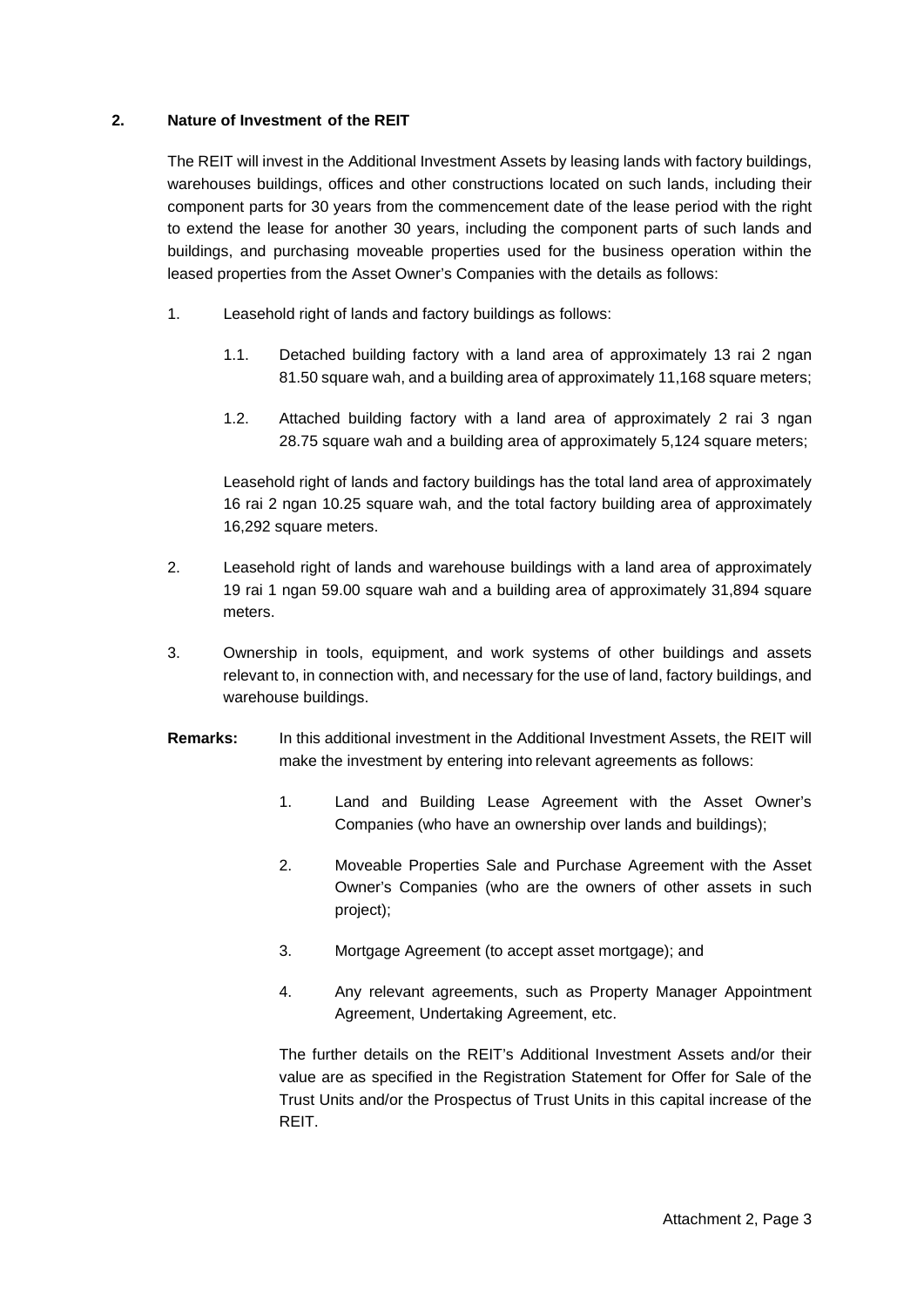**2. Nature of Investment of the REIT**

The REIT will invest in the Additional Investment Assets by leasing lands with factory buildings, warehouses buildings, offices and other constructions located on such lands, including their component parts for 30 years from the commencement date of the lease period with the right to extend the lease for another 30 years, including the component parts of such lands and buildings, and purchasing moveable properties used for the business operation within the leased properties from the Asset Owner's Companies with the details as follows:

1. Leasehold right of lands and factory buildings as follows:

   1.1. Detached building factory with a land area of approximately 13 rai 2 ngan 81.50 square wah, and a building area of approximately 11,168 square meters;

   1.2. Attached building factory with a land area of approximately 2 rai 3 ngan 28.75 square wah and a building area of approximately 5,124 square meters;

   Leasehold right of lands and factory buildings has the total land area of approximately 16 rai 2 ngan 10.25 square wah, and the total factory building area of approximately 16,292 square meters.

2. Leasehold right of lands and warehouse buildings with a land area of approximately 19 rai 1 ngan 59.00 square wah and a building area of approximately 31,894 square meters.

3. Ownership in tools, equipment, and work systems of other buildings and assets relevant to, in connection with, and necessary for the use of land, factory buildings, and warehouse buildings.

**Remarks:** In this additional investment in the Additional Investment Assets, the REIT will make the investment by entering into relevant agreements as follows:

1. Land and Building Lease Agreement with the Asset Owner's Companies (who have an ownership over lands and buildings);

2. Moveable Properties Sale and Purchase Agreement with the Asset Owner's Companies (who are the owners of other assets in such project);

3. Mortgage Agreement (to accept asset mortgage); and

4. Any relevant agreements, such as Property Manager Appointment Agreement, Undertaking Agreement, etc.

The further details on the REIT's Additional Investment Assets and/or their value are as specified in the Registration Statement for Offer for Sale of the Trust Units and/or the Prospectus of Trust Units in this capital increase of the REIT.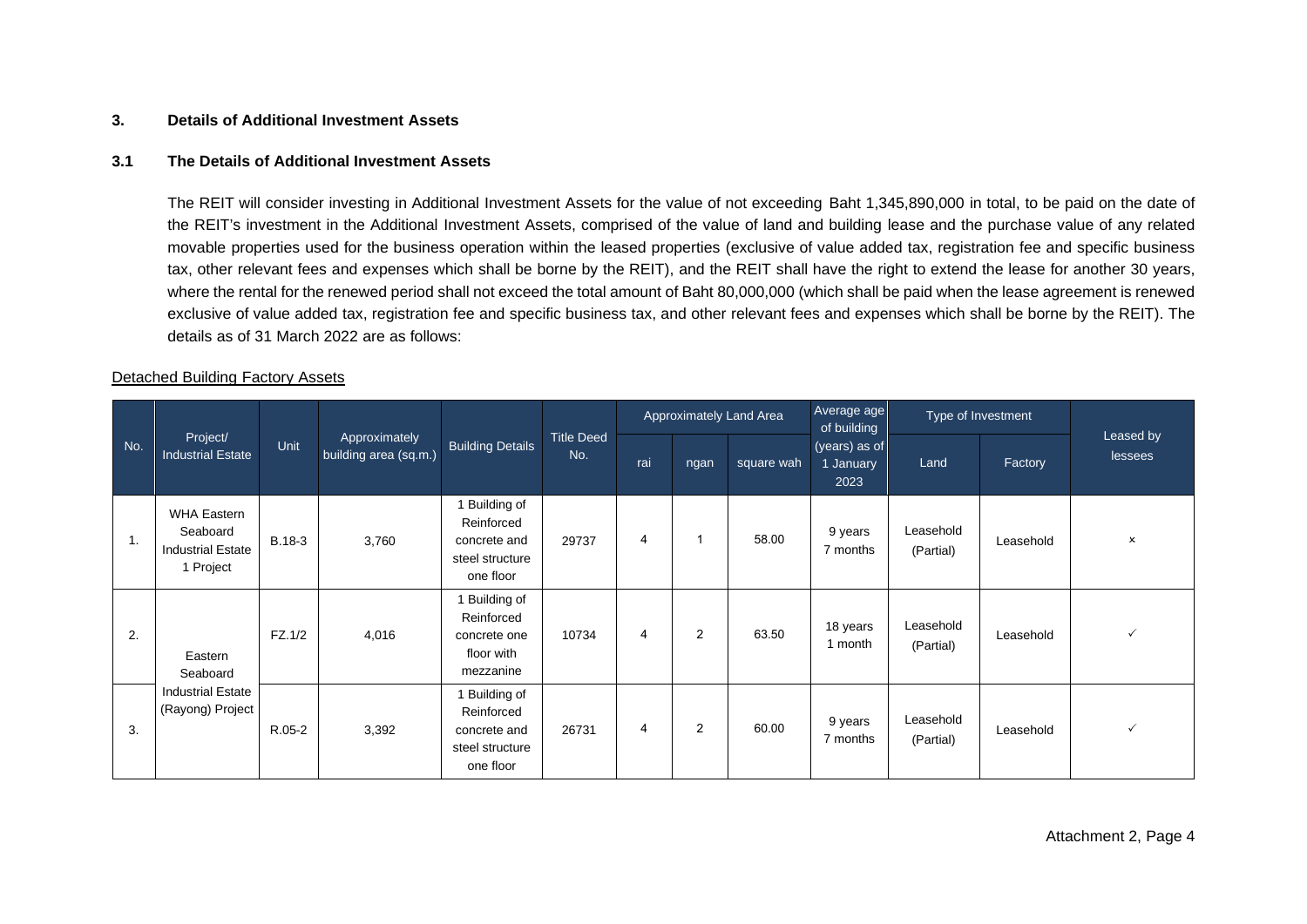## 3. Details of Additional Investment Assets

### 3.1 The Details of Additional Investment Assets

The REIT will consider investing in Additional Investment Assets for the value of not exceeding Baht 1,345,890,000 in total, to be paid on the date of the REIT's investment in the Additional Investment Assets, comprised of the value of land and building lease and the purchase value of any related movable properties used for the business operation within the leased properties (exclusive of value added tax, registration fee and specific business tax, other relevant fees and expenses which shall be borne by the REIT), and the REIT shall have the right to extend the lease for another 30 years, where the rental for the renewed period shall not exceed the total amount of Baht 80,000,000 (which shall be paid when the lease agreement is renewed exclusive of value added tax, registration fee and specific business tax, and other relevant fees and expenses which shall be borne by the REIT). The details as of 31 March 2022 are as follows:

<u>Detached Building Factory Assets</u>

| No. | Project/ Industrial Estate | Unit | Approximately building area (sq.m.) | Building Details | Title Deed No. | Approximately Land Area | | | Average age of building (years) as of 1 January 2023 | Type of Investment | | Leased by lessees |
|---|---|---|---|---|---|---|---|---|---|---|---|---|
| | | | | | | rai | ngan | square wah | | Land | Factory | |
| 1. | WHA Eastern Seaboard Industrial Estate 1 Project | B.18-3 | 3,760 | 1 Building of Reinforced concrete and steel structure one floor | 29737 | 4 | 1 | 58.00 | 9 years 7 months | Leasehold (Partial) | Leasehold | × |
| 2. | Eastern Seaboard Industrial Estate (Rayong) Project | FZ.1/2 | 4,016 | 1 Building of Reinforced concrete one floor with mezzanine | 10734 | 4 | 2 | 63.50 | 18 years 1 month | Leasehold (Partial) | Leasehold | ✓ |
| 3. | | R.05-2 | 3,392 | 1 Building of Reinforced concrete and steel structure one floor | 26731 | 4 | 2 | 60.00 | 9 years 7 months | Leasehold (Partial) | Leasehold | ✓ |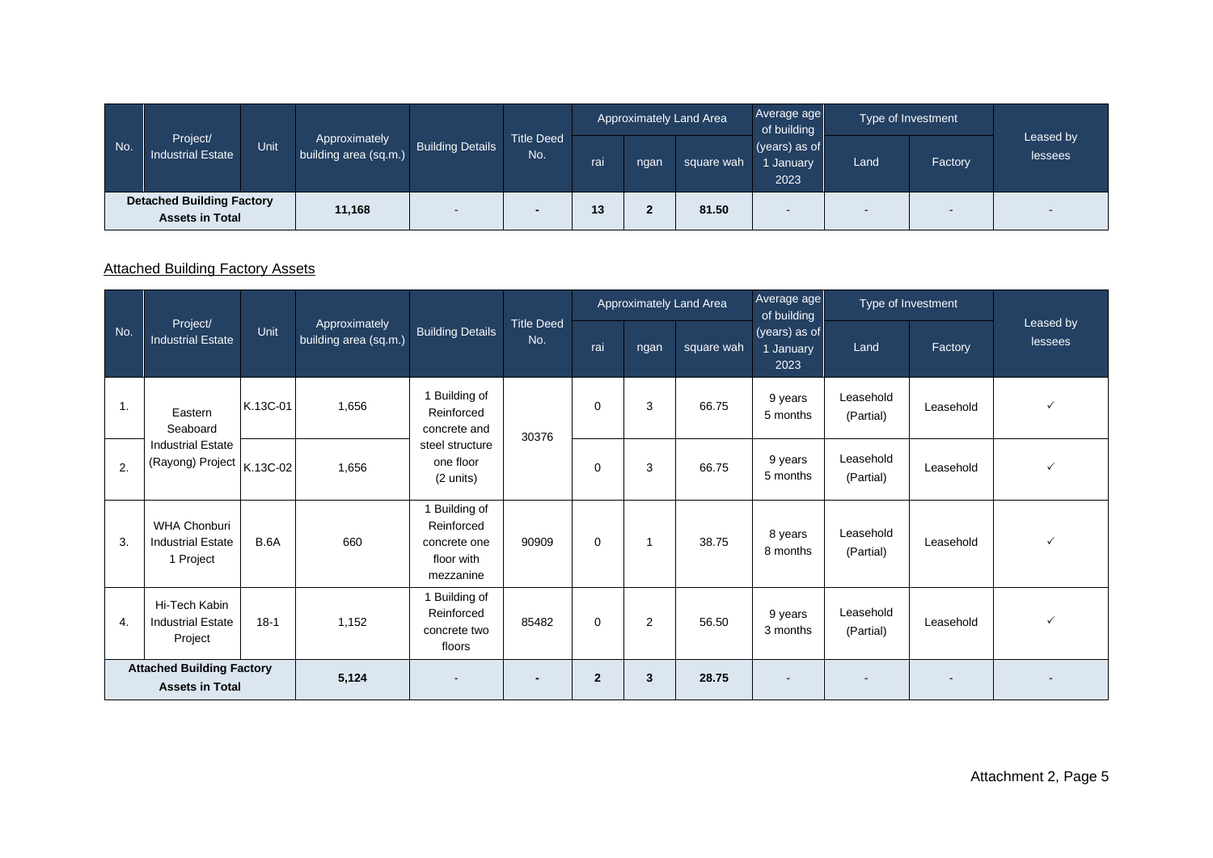| No. | Project/ Industrial Estate | Unit | Approximately building area (sq.m.) | Building Details | Title Deed No. | Approximately Land Area | | | Average age of building (years) as of 1 January 2023 | Type of Investment | | Leased by lessees |
|---|---|---|---|---|---|---|---|---|---|---|---|---|
| | | | | | | rai | ngan | square wah | | Land | Factory | |
| **Detached Building Factory Assets in Total** | | | **11,168** | - | **-** | **13** | **2** | **81.50** | - | - | - | - |

## Attached Building Factory Assets

| No. | Project/ Industrial Estate | Unit | Approximately building area (sq.m.) | Building Details | Title Deed No. | Approximately Land Area | | | Average age of building (years) as of 1 January 2023 | Type of Investment | | Leased by lessees |
|---|---|---|---|---|---|---|---|---|---|---|---|---|
| | | | | | | rai | ngan | square wah | | Land | Factory | |
| 1. | Eastern Seaboard Industrial Estate (Rayong) Project | K.13C-01 | 1,656 | 1 Building of Reinforced concrete and steel structure one floor (2 units) | 30376 | 0 | 3 | 66.75 | 9 years 5 months | Leasehold (Partial) | Leasehold | ✓ |
| 2. | | K.13C-02 | 1,656 | | | 0 | 3 | 66.75 | 9 years 5 months | Leasehold (Partial) | Leasehold | ✓ |
| 3. | WHA Chonburi Industrial Estate 1 Project | B.6A | 660 | 1 Building of Reinforced concrete one floor with mezzanine | 90909 | 0 | 1 | 38.75 | 8 years 8 months | Leasehold (Partial) | Leasehold | ✓ |
| 4. | Hi-Tech Kabin Industrial Estate Project | 18-1 | 1,152 | 1 Building of Reinforced concrete two floors | 85482 | 0 | 2 | 56.50 | 9 years 3 months | Leasehold (Partial) | Leasehold | ✓ |
| **Attached Building Factory Assets in Total** | | | **5,124** | - | **-** | **2** | **3** | **28.75** | - | - | - | - |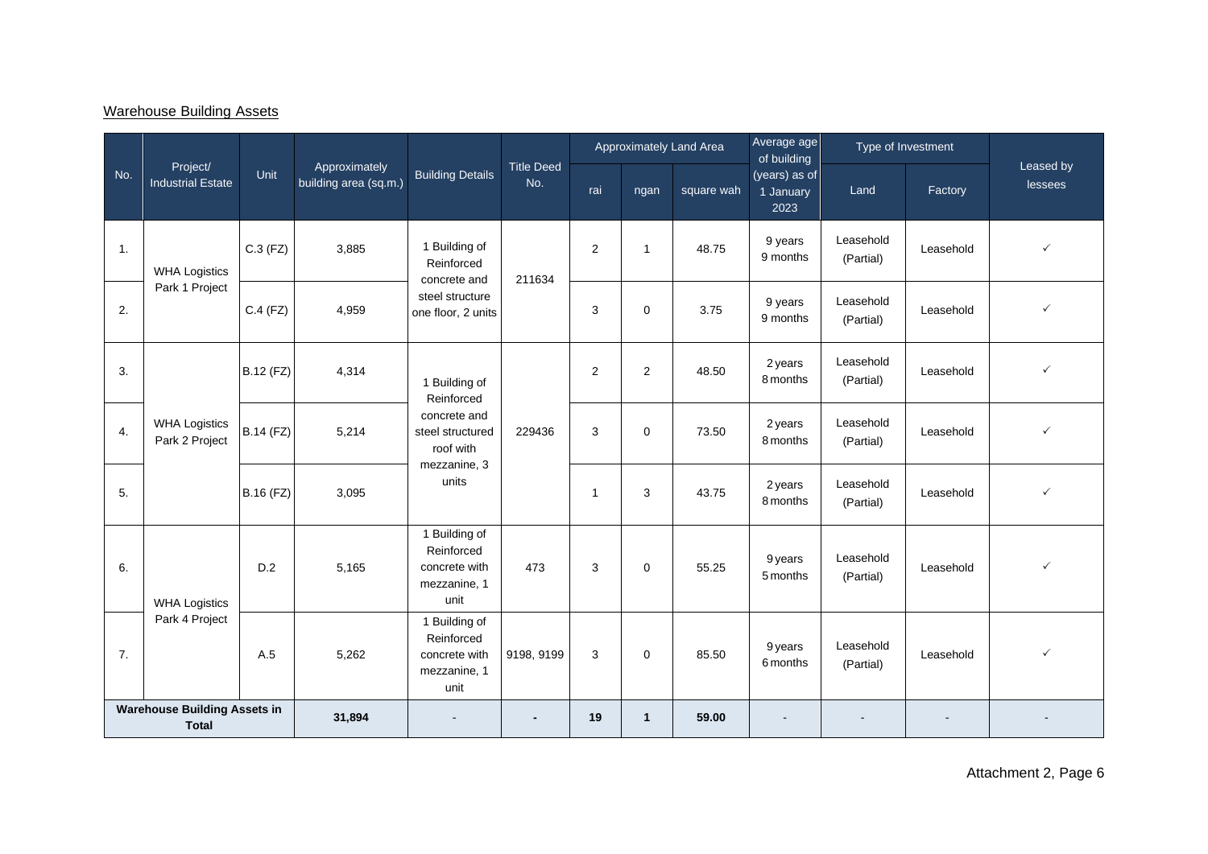Warehouse Building Assets

| No. | Project/ Industrial Estate | Unit | Approximately building area (sq.m.) | Building Details | Title Deed No. | Approximately Land Area | | | Average age of building (years) as of 1 January 2023 | Type of Investment | | Leased by lessees |
|---|---|---|---|---|---|---|---|---|---|---|---|---|
| | | | | | | rai | ngan | square wah | | Land | Factory | |
| 1. | WHA Logistics Park 1 Project | C.3 (FZ) | 3,885 | 1 Building of Reinforced concrete and steel structure one floor, 2 units | 211634 | 2 | 1 | 48.75 | 9 years 9 months | Leasehold (Partial) | Leasehold | ✓ |
| 2. | | C.4 (FZ) | 4,959 | | | 3 | 0 | 3.75 | 9 years 9 months | Leasehold (Partial) | Leasehold | ✓ |
| 3. | WHA Logistics Park 2 Project | B.12 (FZ) | 4,314 | 1 Building of Reinforced concrete and steel structured roof with mezzanine, 3 units | 229436 | 2 | 2 | 48.50 | 2 years 8 months | Leasehold (Partial) | Leasehold | ✓ |
| 4. | | B.14 (FZ) | 5,214 | | | 3 | 0 | 73.50 | 2 years 8 months | Leasehold (Partial) | Leasehold | ✓ |
| 5. | | B.16 (FZ) | 3,095 | | | 1 | 3 | 43.75 | 2 years 8 months | Leasehold (Partial) | Leasehold | ✓ |
| 6. | WHA Logistics Park 4 Project | D.2 | 5,165 | 1 Building of Reinforced concrete with mezzanine, 1 unit | 473 | 3 | 0 | 55.25 | 9 years 5 months | Leasehold (Partial) | Leasehold | ✓ |
| 7. | | A.5 | 5,262 | 1 Building of Reinforced concrete with mezzanine, 1 unit | 9198, 9199 | 3 | 0 | 85.50 | 9 years 6 months | Leasehold (Partial) | Leasehold | ✓ |
| **Warehouse Building Assets in Total** | | | **31,894** | - | **-** | **19** | **1** | **59.00** | - | - | - | - |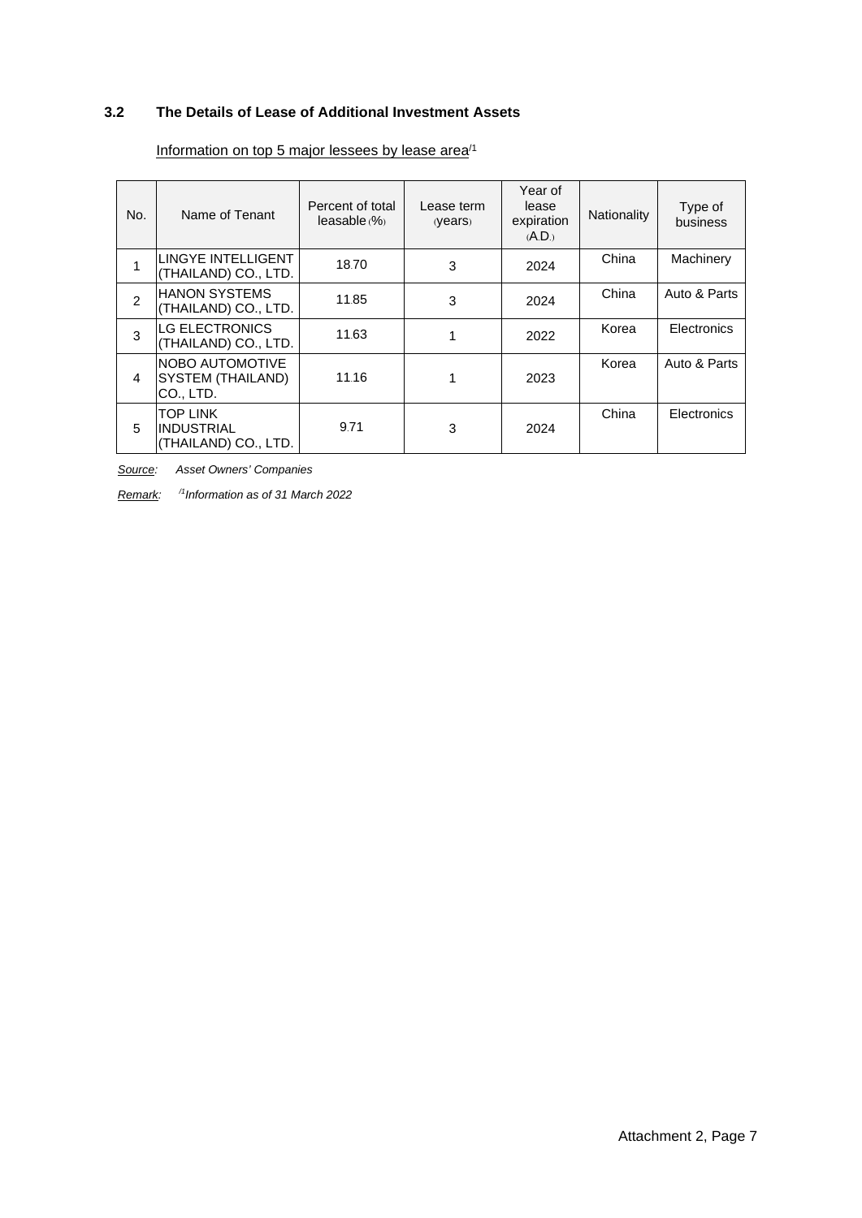### 3.2 The Details of Lease of Additional Investment Assets

Information on top 5 major lessees by lease area[/1]

| No. | Name of Tenant | Percent of total leasable (%) | Lease term (years) | Year of lease expiration (A.D.) | Nationality | Type of business |
|---|---|---|---|---|---|---|
| 1 | LINGYE INTELLIGENT (THAILAND) CO., LTD. | 18.70 | 3 | 2024 | China | Machinery |
| 2 | HANON SYSTEMS (THAILAND) CO., LTD. | 11.85 | 3 | 2024 | China | Auto & Parts |
| 3 | LG ELECTRONICS (THAILAND) CO., LTD. | 11.63 | 1 | 2022 | Korea | Electronics |
| 4 | NOBO AUTOMOTIVE SYSTEM (THAILAND) CO., LTD. | 11.16 | 1 | 2023 | Korea | Auto & Parts |
| 5 | TOP LINK INDUSTRIAL (THAILAND) CO., LTD. | 9.71 | 3 | 2024 | China | Electronics |

*Source: Asset Owners' Companies*

*Remark: [/1]Information as of 31 March 2022*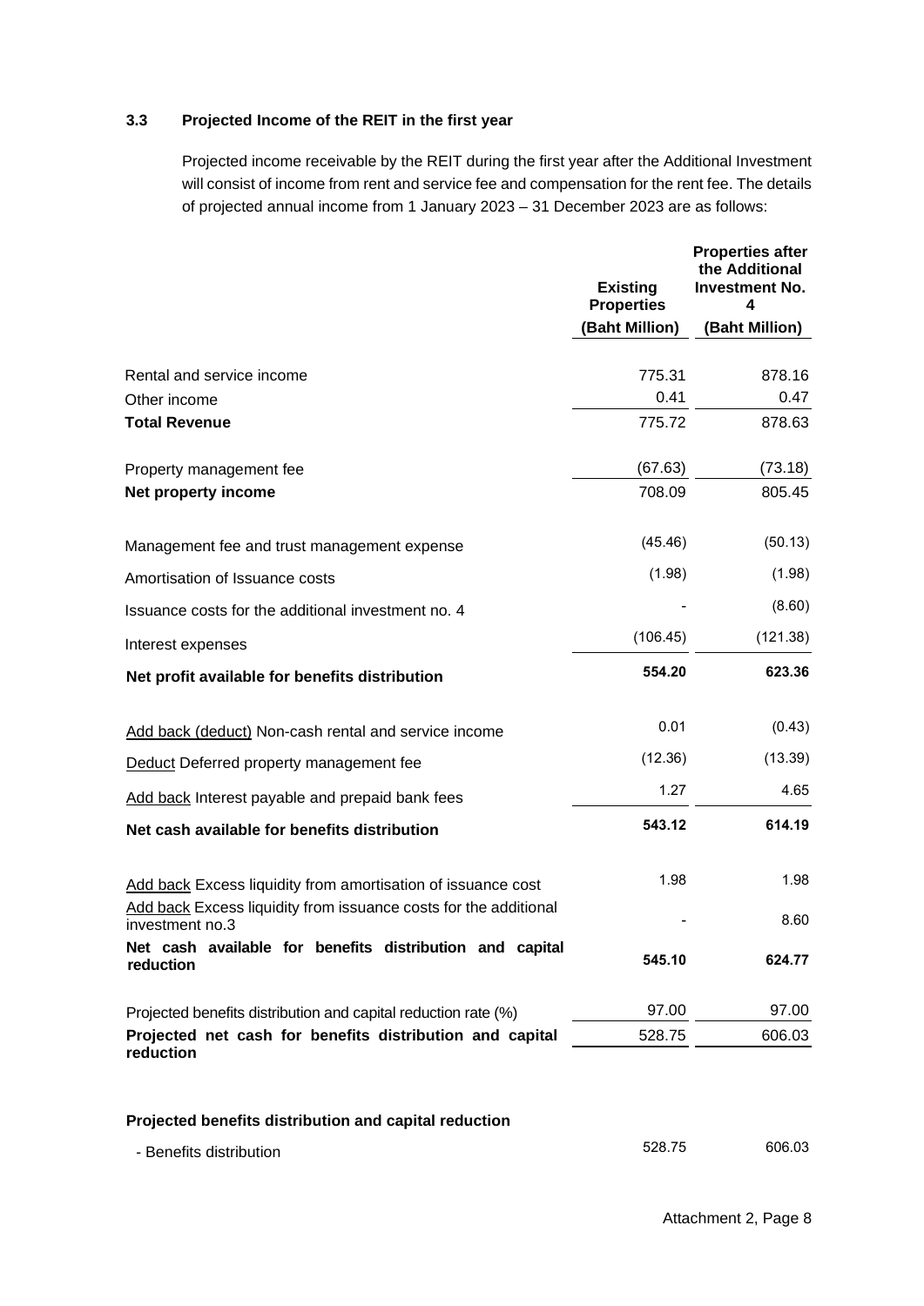### 3.3 Projected Income of the REIT in the first year

Projected income receivable by the REIT during the first year after the Additional Investment will consist of income from rent and service fee and compensation for the rent fee. The details of projected annual income from 1 January 2023 – 31 December 2023 are as follows:

| | Existing Properties (Baht Million) | Properties after the Additional Investment No. 4 (Baht Million) |
|---|---|---|
| Rental and service income | 775.31 | 878.16 |
| Other income | 0.41 | 0.47 |
| **Total Revenue** | 775.72 | 878.63 |
| Property management fee | (67.63) | (73.18) |
| **Net property income** | 708.09 | 805.45 |
| Management fee and trust management expense | (45.46) | (50.13) |
| Amortisation of Issuance costs | (1.98) | (1.98) |
| Issuance costs for the additional investment no. 4 | - | (8.60) |
| Interest expenses | (106.45) | (121.38) |
| **Net profit available for benefits distribution** | **554.20** | **623.36** |
| Add back (deduct) Non-cash rental and service income | 0.01 | (0.43) |
| Deduct Deferred property management fee | (12.36) | (13.39) |
| Add back Interest payable and prepaid bank fees | 1.27 | 4.65 |
| **Net cash available for benefits distribution** | **543.12** | **614.19** |
| Add back Excess liquidity from amortisation of issuance cost | 1.98 | 1.98 |
| Add back Excess liquidity from issuance costs for the additional investment no.3 | - | 8.60 |
| **Net cash available for benefits distribution and capital reduction** | **545.10** | **624.77** |
| Projected benefits distribution and capital reduction rate (%) | 97.00 | 97.00 |
| **Projected net cash for benefits distribution and capital reduction** | 528.75 | 606.03 |
| **Projected benefits distribution and capital reduction** | | |
| - Benefits distribution | 528.75 | 606.03 |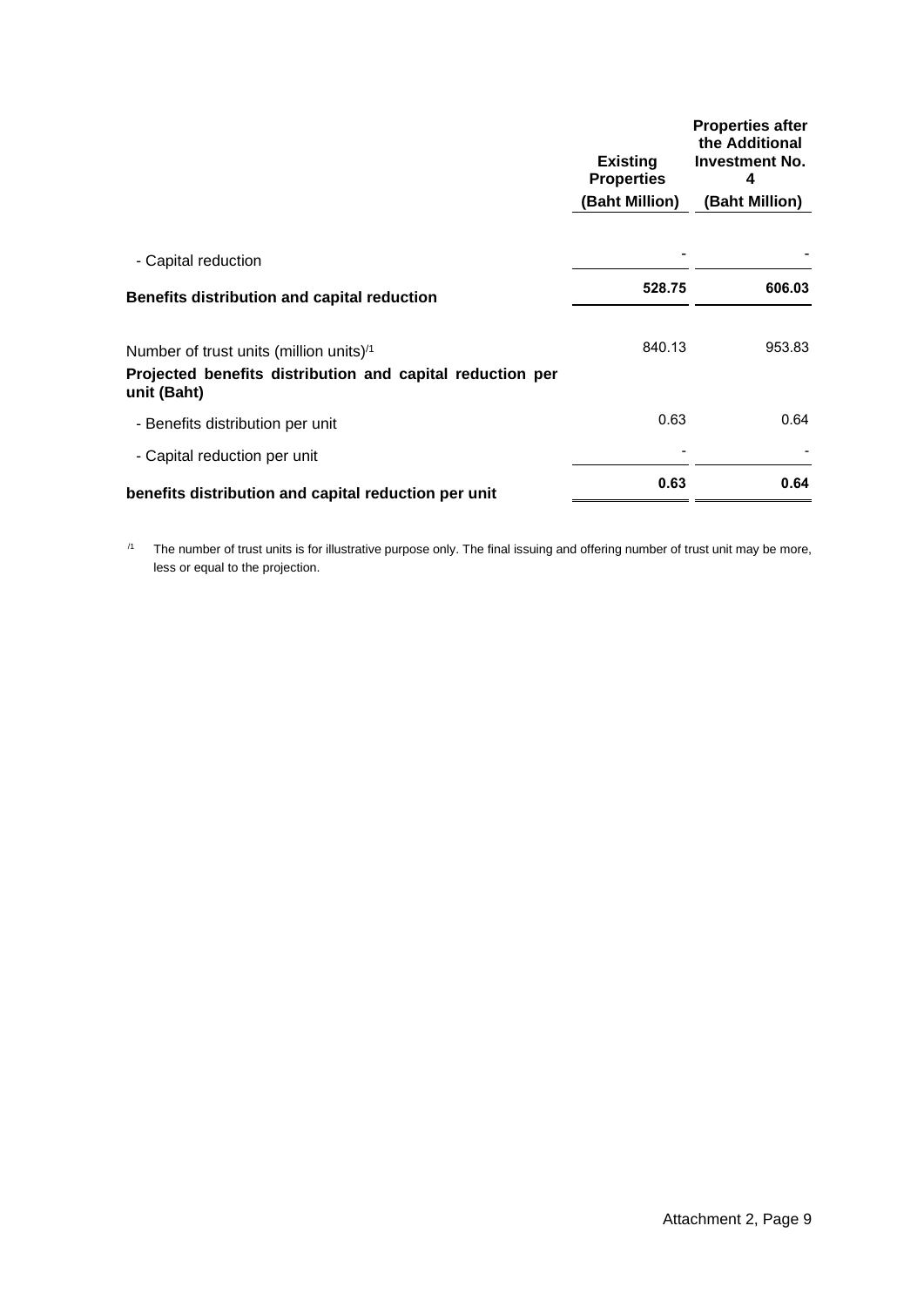| | Existing Properties (Baht Million) | Properties after the Additional Investment No. 4 (Baht Million) |
|---|---|---|
| - Capital reduction | - | - |
| **Benefits distribution and capital reduction** | **528.75** | **606.03** |
| Number of trust units (million units)[/1] | 840.13 | 953.83 |
| **Projected benefits distribution and capital reduction per unit (Baht)** | | |
| - Benefits distribution per unit | 0.63 | 0.64 |
| - Capital reduction per unit | - | - |
| **benefits distribution and capital reduction per unit** | **0.63** | **0.64** |

[/1] The number of trust units is for illustrative purpose only. The final issuing and offering number of trust unit may be more, less or equal to the projection.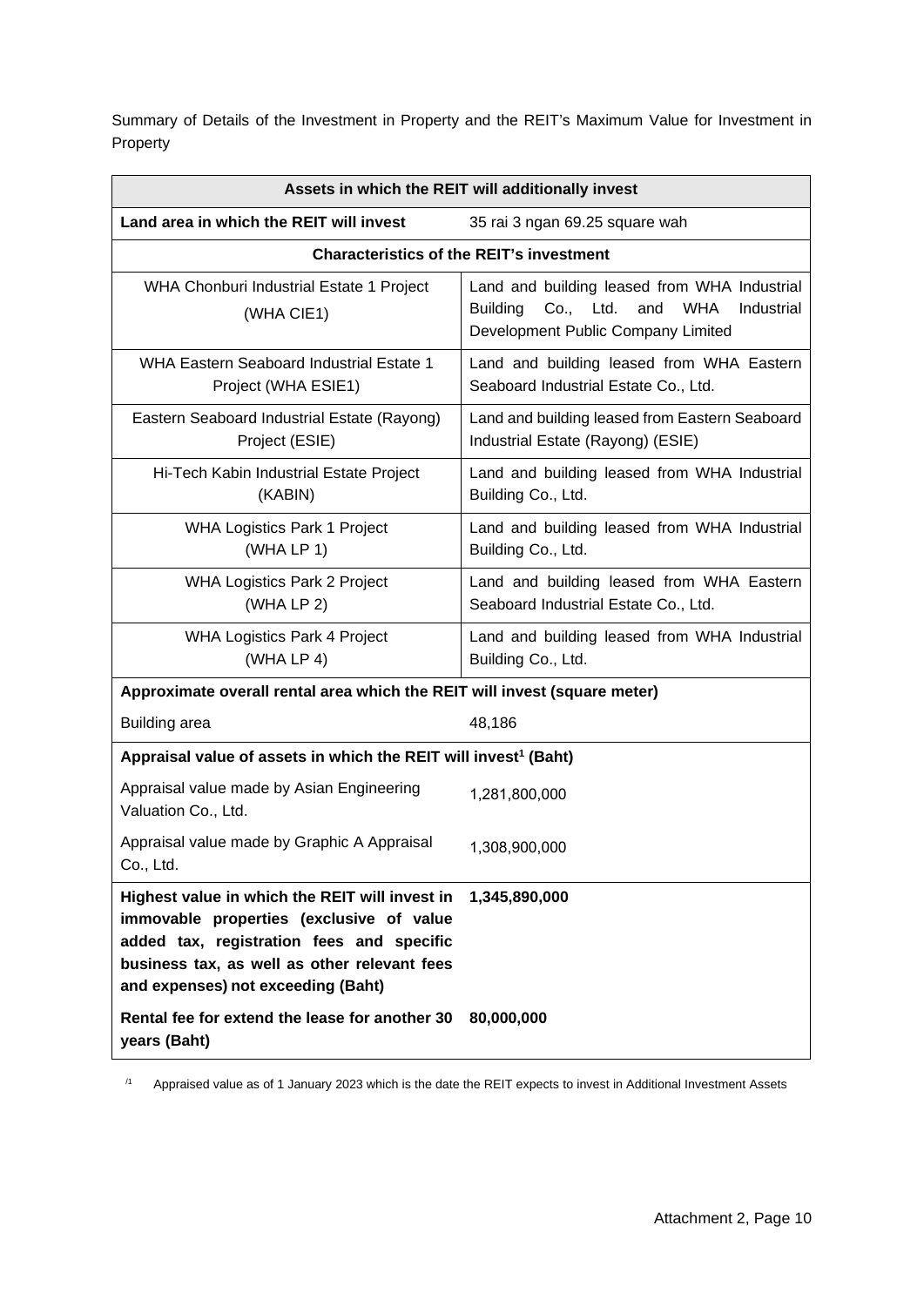Summary of Details of the Investment in Property and the REIT's Maximum Value for Investment in Property

| Assets in which the REIT will additionally invest | |
|---|---|
| **Land area in which the REIT will invest** | 35 rai 3 ngan 69.25 square wah |
| **Characteristics of the REIT's investment** | |
| WHA Chonburi Industrial Estate 1 Project (WHA CIE1) | Land and building leased from WHA Industrial Building Co., Ltd. and WHA Industrial Development Public Company Limited |
| WHA Eastern Seaboard Industrial Estate 1 Project (WHA ESIE1) | Land and building leased from WHA Eastern Seaboard Industrial Estate Co., Ltd. |
| Eastern Seaboard Industrial Estate (Rayong) Project (ESIE) | Land and building leased from Eastern Seaboard Industrial Estate (Rayong) (ESIE) |
| Hi-Tech Kabin Industrial Estate Project (KABIN) | Land and building leased from WHA Industrial Building Co., Ltd. |
| WHA Logistics Park 1 Project (WHA LP 1) | Land and building leased from WHA Industrial Building Co., Ltd. |
| WHA Logistics Park 2 Project (WHA LP 2) | Land and building leased from WHA Eastern Seaboard Industrial Estate Co., Ltd. |
| WHA Logistics Park 4 Project (WHA LP 4) | Land and building leased from WHA Industrial Building Co., Ltd. |
| **Approximate overall rental area which the REIT will invest (square meter)** | |
| Building area | 48,186 |
| **Appraisal value of assets in which the REIT will invest[1] (Baht)** | |
| Appraisal value made by Asian Engineering Valuation Co., Ltd. | 1,281,800,000 |
| Appraisal value made by Graphic A Appraisal Co., Ltd. | 1,308,900,000 |
| **Highest value in which the REIT will invest in immovable properties (exclusive of value added tax, registration fees and specific business tax, as well as other relevant fees and expenses) not exceeding (Baht)** | **1,345,890,000** |
| **Rental fee for extend the lease for another 30 years (Baht)** | **80,000,000** |

[/1] Appraised value as of 1 January 2023 which is the date the REIT expects to invest in Additional Investment Assets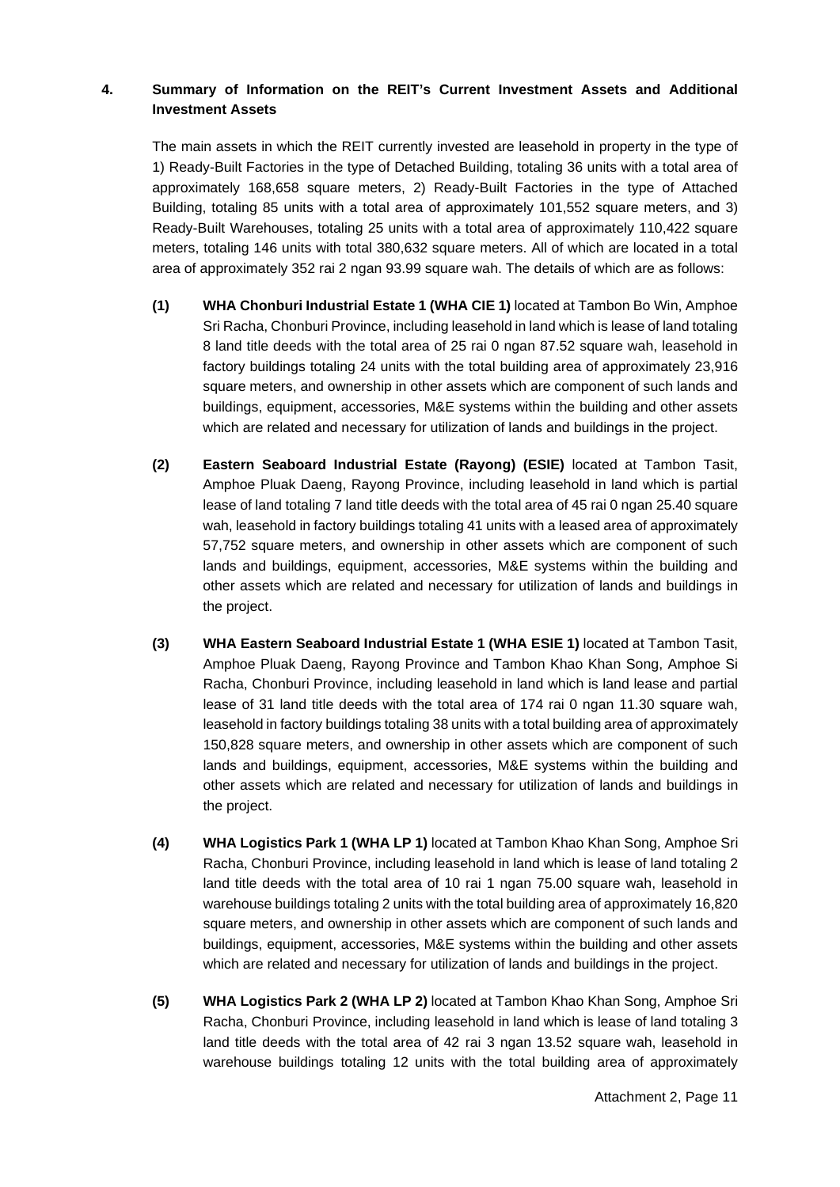## 4. Summary of Information on the REIT's Current Investment Assets and Additional Investment Assets

The main assets in which the REIT currently invested are leasehold in property in the type of 1) Ready-Built Factories in the type of Detached Building, totaling 36 units with a total area of approximately 168,658 square meters, 2) Ready-Built Factories in the type of Attached Building, totaling 85 units with a total area of approximately 101,552 square meters, and 3) Ready-Built Warehouses, totaling 25 units with a total area of approximately 110,422 square meters, totaling 146 units with total 380,632 square meters. All of which are located in a total area of approximately 352 rai 2 ngan 93.99 square wah. The details of which are as follows:

**(1) WHA Chonburi Industrial Estate 1 (WHA CIE 1)** located at Tambon Bo Win, Amphoe Sri Racha, Chonburi Province, including leasehold in land which is lease of land totaling 8 land title deeds with the total area of 25 rai 0 ngan 87.52 square wah, leasehold in factory buildings totaling 24 units with the total building area of approximately 23,916 square meters, and ownership in other assets which are component of such lands and buildings, equipment, accessories, M&E systems within the building and other assets which are related and necessary for utilization of lands and buildings in the project.

**(2) Eastern Seaboard Industrial Estate (Rayong) (ESIE)** located at Tambon Tasit, Amphoe Pluak Daeng, Rayong Province, including leasehold in land which is partial lease of land totaling 7 land title deeds with the total area of 45 rai 0 ngan 25.40 square wah, leasehold in factory buildings totaling 41 units with a leased area of approximately 57,752 square meters, and ownership in other assets which are component of such lands and buildings, equipment, accessories, M&E systems within the building and other assets which are related and necessary for utilization of lands and buildings in the project.

**(3) WHA Eastern Seaboard Industrial Estate 1 (WHA ESIE 1)** located at Tambon Tasit, Amphoe Pluak Daeng, Rayong Province and Tambon Khao Khan Song, Amphoe Si Racha, Chonburi Province, including leasehold in land which is land lease and partial lease of 31 land title deeds with the total area of 174 rai 0 ngan 11.30 square wah, leasehold in factory buildings totaling 38 units with a total building area of approximately 150,828 square meters, and ownership in other assets which are component of such lands and buildings, equipment, accessories, M&E systems within the building and other assets which are related and necessary for utilization of lands and buildings in the project.

**(4) WHA Logistics Park 1 (WHA LP 1)** located at Tambon Khao Khan Song, Amphoe Sri Racha, Chonburi Province, including leasehold in land which is lease of land totaling 2 land title deeds with the total area of 10 rai 1 ngan 75.00 square wah, leasehold in warehouse buildings totaling 2 units with the total building area of approximately 16,820 square meters, and ownership in other assets which are component of such lands and buildings, equipment, accessories, M&E systems within the building and other assets which are related and necessary for utilization of lands and buildings in the project.

**(5) WHA Logistics Park 2 (WHA LP 2)** located at Tambon Khao Khan Song, Amphoe Sri Racha, Chonburi Province, including leasehold in land which is lease of land totaling 3 land title deeds with the total area of 42 rai 3 ngan 13.52 square wah, leasehold in warehouse buildings totaling 12 units with the total building area of approximately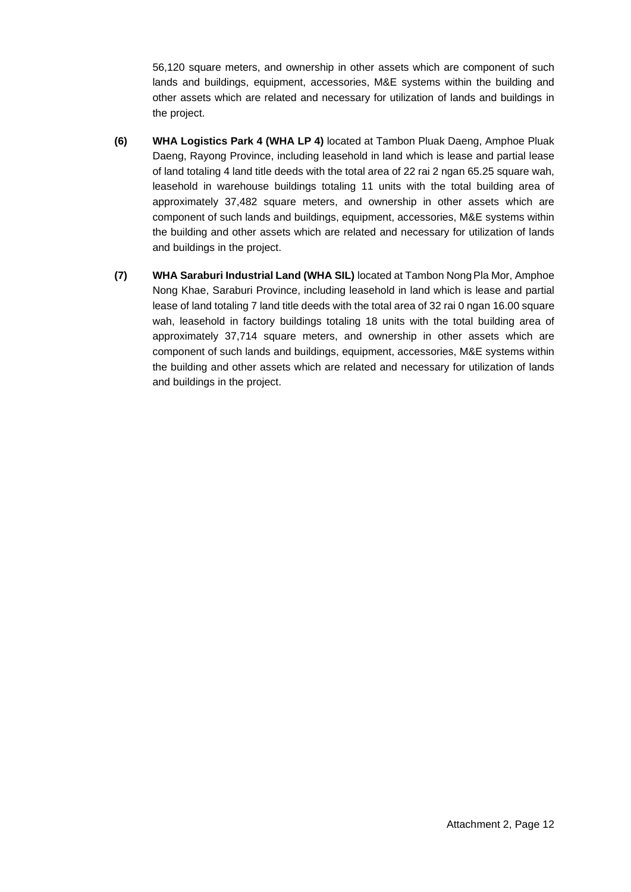56,120 square meters, and ownership in other assets which are component of such lands and buildings, equipment, accessories, M&E systems within the building and other assets which are related and necessary for utilization of lands and buildings in the project.

**(6)** **WHA Logistics Park 4 (WHA LP 4)** located at Tambon Pluak Daeng, Amphoe Pluak Daeng, Rayong Province, including leasehold in land which is lease and partial lease of land totaling 4 land title deeds with the total area of 22 rai 2 ngan 65.25 square wah, leasehold in warehouse buildings totaling 11 units with the total building area of approximately 37,482 square meters, and ownership in other assets which are component of such lands and buildings, equipment, accessories, M&E systems within the building and other assets which are related and necessary for utilization of lands and buildings in the project.

**(7)** **WHA Saraburi Industrial Land (WHA SIL)** located at Tambon Nong Pla Mor, Amphoe Nong Khae, Saraburi Province, including leasehold in land which is lease and partial lease of land totaling 7 land title deeds with the total area of 32 rai 0 ngan 16.00 square wah, leasehold in factory buildings totaling 18 units with the total building area of approximately 37,714 square meters, and ownership in other assets which are component of such lands and buildings, equipment, accessories, M&E systems within the building and other assets which are related and necessary for utilization of lands and buildings in the project.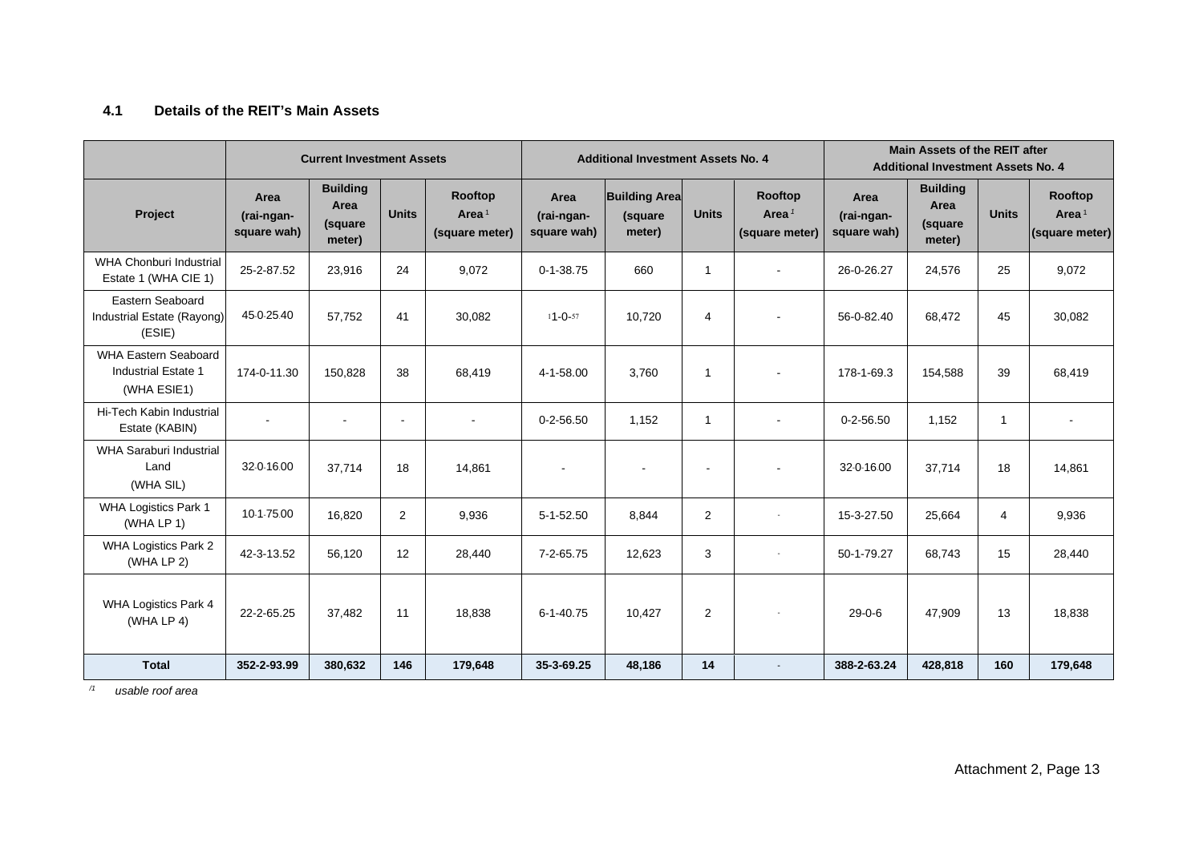### 4.1 Details of the REIT's Main Assets

| | Current Investment Assets | | | | Additional Investment Assets No. 4 | | | | Main Assets of the REIT after Additional Investment Assets No. 4 | | | |
|---|---|---|---|---|---|---|---|---|---|---|---|---|
| Project | Area (rai-ngan-square wah) | Building Area (square meter) | Units | Rooftop Area[1] (square meter) | Area (rai-ngan-square wah) | Building Area (square meter) | Units | Rooftop Area[1] (square meter) | Area (rai-ngan-square wah) | Building Area (square meter) | Units | Rooftop Area[1] (square meter) |
| WHA Chonburi Industrial Estate 1 (WHA CIE 1) | 25-2-87.52 | 23,916 | 24 | 9,072 | 0-1-38.75 | 660 | 1 | - | 26-0-26.27 | 24,576 | 25 | 9,072 |
| Eastern Seaboard Industrial Estate (Rayong) (ESIE) | 45-0-25.40 | 57,752 | 41 | 30,082 | 11-0-57 | 10,720 | 4 | - | 56-0-82.40 | 68,472 | 45 | 30,082 |
| WHA Eastern Seaboard Industrial Estate 1 (WHA ESIE1) | 174-0-11.30 | 150,828 | 38 | 68,419 | 4-1-58.00 | 3,760 | 1 | - | 178-1-69.3 | 154,588 | 39 | 68,419 |
| Hi-Tech Kabin Industrial Estate (KABIN) | - | - | - | - | 0-2-56.50 | 1,152 | 1 | - | 0-2-56.50 | 1,152 | 1 | - |
| WHA Saraburi Industrial Land (WHA SIL) | 32-0-16.00 | 37,714 | 18 | 14,861 | - | - | - | - | 32-0-16.00 | 37,714 | 18 | 14,861 |
| WHA Logistics Park 1 (WHA LP 1) | 10-1-75.00 | 16,820 | 2 | 9,936 | 5-1-52.50 | 8,844 | 2 | - | 15-3-27.50 | 25,664 | 4 | 9,936 |
| WHA Logistics Park 2 (WHA LP 2) | 42-3-13.52 | 56,120 | 12 | 28,440 | 7-2-65.75 | 12,623 | 3 | - | 50-1-79.27 | 68,743 | 15 | 28,440 |
| WHA Logistics Park 4 (WHA LP 4) | 22-2-65.25 | 37,482 | 11 | 18,838 | 6-1-40.75 | 10,427 | 2 | - | 29-0-6 | 47,909 | 13 | 18,838 |
| **Total** | **352-2-93.99** | **380,632** | **146** | **179,648** | **35-3-69.25** | **48,186** | **14** | - | **388-2-63.24** | **428,818** | **160** | **179,648** |

/1 *usable roof area*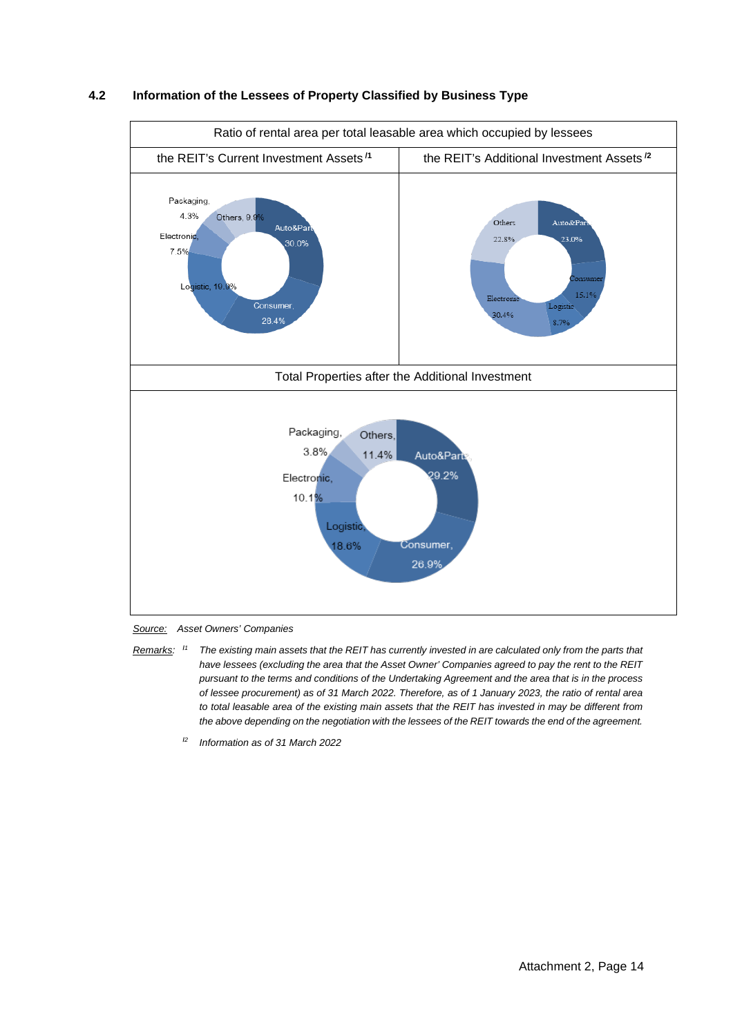## 4.2 Information of the Lessees of Property Classified by Business Type

| Ratio of rental area per total leasable area which occupied by lessees | |
|---|---|
| the REIT's Current Investment Assets [/1] | the REIT's Additional Investment Assets [/2] |
| Packaging, 4.3%; Others, 9.9%; Auto&Part, 30.0%; Electronic, 7.5%; Logistic, 19.9%; Consumer, 28.4% | Others 22.8%; Auto&Part 23.0%; Consumer 15.1%; Electronic 30.4%; Logistic 8.7% |
| Total Properties after the Additional Investment | |
| Packaging, 3.8%; Others, 11.4%; Auto&Parts, 29.2%; Electronic, 10.1%; Logistic, 18.6%; Consumer, 26.9% | |

*Source: Asset Owners' Companies*

*Remarks:* [/1] *The existing main assets that the REIT has currently invested in are calculated only from the parts that have lessees (excluding the area that the Asset Owner' Companies agreed to pay the rent to the REIT pursuant to the terms and conditions of the Undertaking Agreement and the area that is in the process of lessee procurement) as of 31 March 2022. Therefore, as of 1 January 2023, the ratio of rental area to total leasable area of the existing main assets that the REIT has invested in may be different from the above depending on the negotiation with the lessees of the REIT towards the end of the agreement.*

[/2] *Information as of 31 March 2022*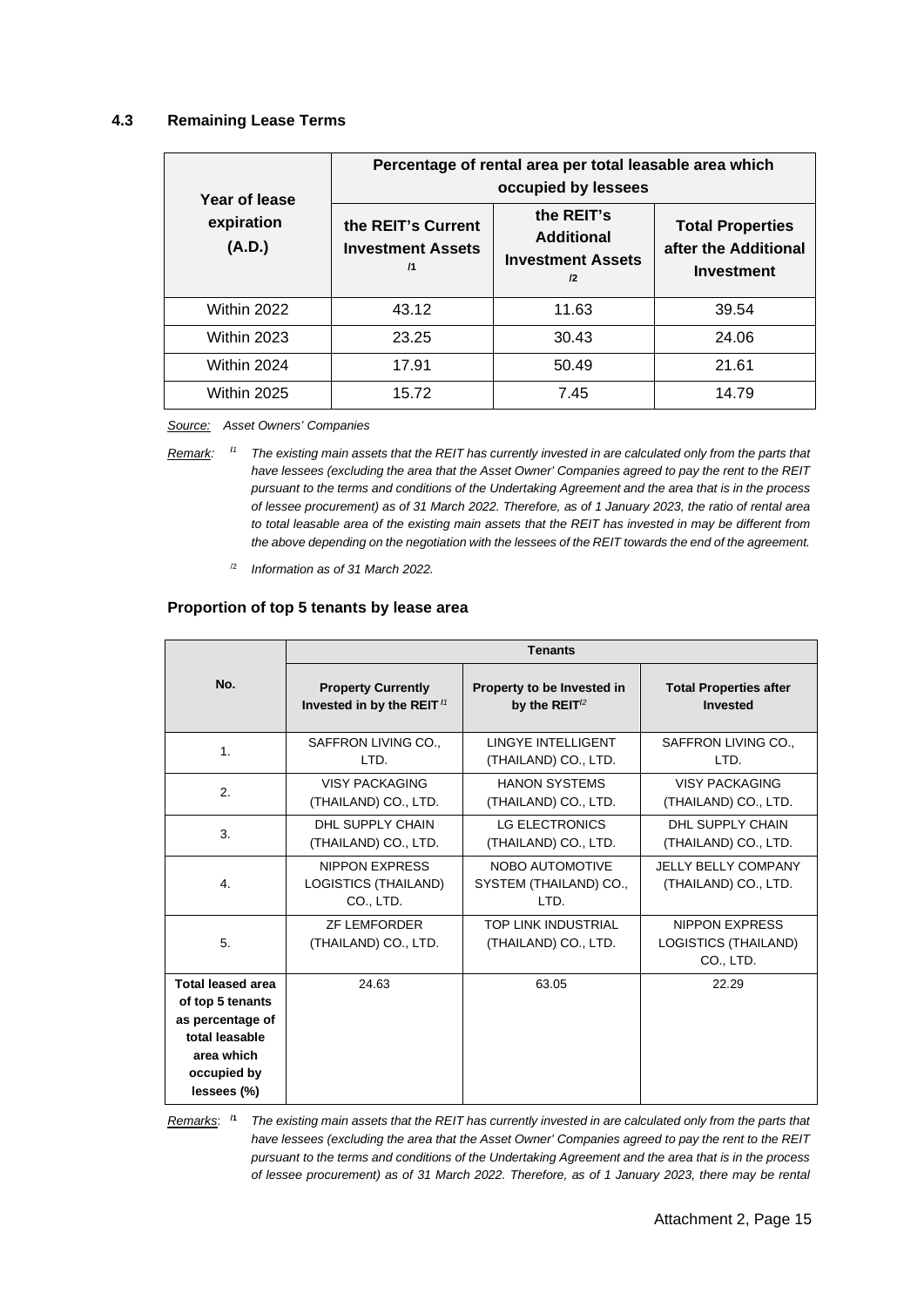### 4.3 Remaining Lease Terms

| Year of lease expiration (A.D.) | Percentage of rental area per total leasable area which occupied by lessees | | |
|---|---|---|---|
| | the REIT's Current Investment Assets /1 | the REIT's Additional Investment Assets /2 | Total Properties after the Additional Investment |
| Within 2022 | 43.12 | 11.63 | 39.54 |
| Within 2023 | 23.25 | 30.43 | 24.06 |
| Within 2024 | 17.91 | 50.49 | 21.61 |
| Within 2025 | 15.72 | 7.45 | 14.79 |

*Source: Asset Owners' Companies*

*Remark:* /1 *The existing main assets that the REIT has currently invested in are calculated only from the parts that have lessees (excluding the area that the Asset Owner' Companies agreed to pay the rent to the REIT pursuant to the terms and conditions of the Undertaking Agreement and the area that is in the process of lessee procurement) as of 31 March 2022. Therefore, as of 1 January 2023, the ratio of rental area to total leasable area of the existing main assets that the REIT has invested in may be different from the above depending on the negotiation with the lessees of the REIT towards the end of the agreement.*

/2 *Information as of 31 March 2022.*

**Proportion of top 5 tenants by lease area**

| No. | Tenants | | |
|---|---|---|---|
| | Property Currently Invested in by the REIT /1 | Property to be Invested in by the REIT /2 | Total Properties after Invested |
| 1. | SAFFRON LIVING CO., LTD. | LINGYE INTELLIGENT (THAILAND) CO., LTD. | SAFFRON LIVING CO., LTD. |
| 2. | VISY PACKAGING (THAILAND) CO., LTD. | HANON SYSTEMS (THAILAND) CO., LTD. | VISY PACKAGING (THAILAND) CO., LTD. |
| 3. | DHL SUPPLY CHAIN (THAILAND) CO., LTD. | LG ELECTRONICS (THAILAND) CO., LTD. | DHL SUPPLY CHAIN (THAILAND) CO., LTD. |
| 4. | NIPPON EXPRESS LOGISTICS (THAILAND) CO., LTD. | NOBO AUTOMOTIVE SYSTEM (THAILAND) CO., LTD. | JELLY BELLY COMPANY (THAILAND) CO., LTD. |
| 5. | ZF LEMFORDER (THAILAND) CO., LTD. | TOP LINK INDUSTRIAL (THAILAND) CO., LTD. | NIPPON EXPRESS LOGISTICS (THAILAND) CO., LTD. |
| **Total leased area of top 5 tenants as percentage of total leasable area which occupied by lessees (%)** | 24.63 | 63.05 | 22.29 |

*Remarks:* /1 *The existing main assets that the REIT has currently invested in are calculated only from the parts that have lessees (excluding the area that the Asset Owner' Companies agreed to pay the rent to the REIT pursuant to the terms and conditions of the Undertaking Agreement and the area that is in the process of lessee procurement) as of 31 March 2022. Therefore, as of 1 January 2023, there may be rental*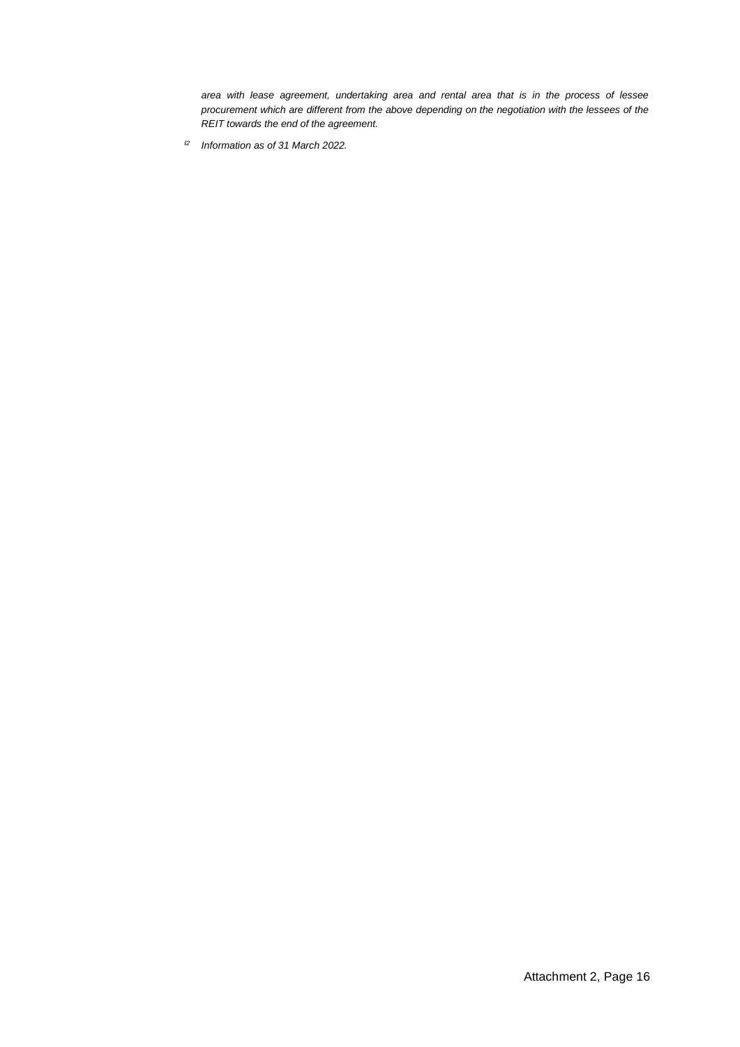*area with lease agreement, undertaking area and rental area that is in the process of lessee procurement which are different from the above depending on the negotiation with the lessees of the REIT towards the end of the agreement.*

[/2] *Information as of 31 March 2022.*